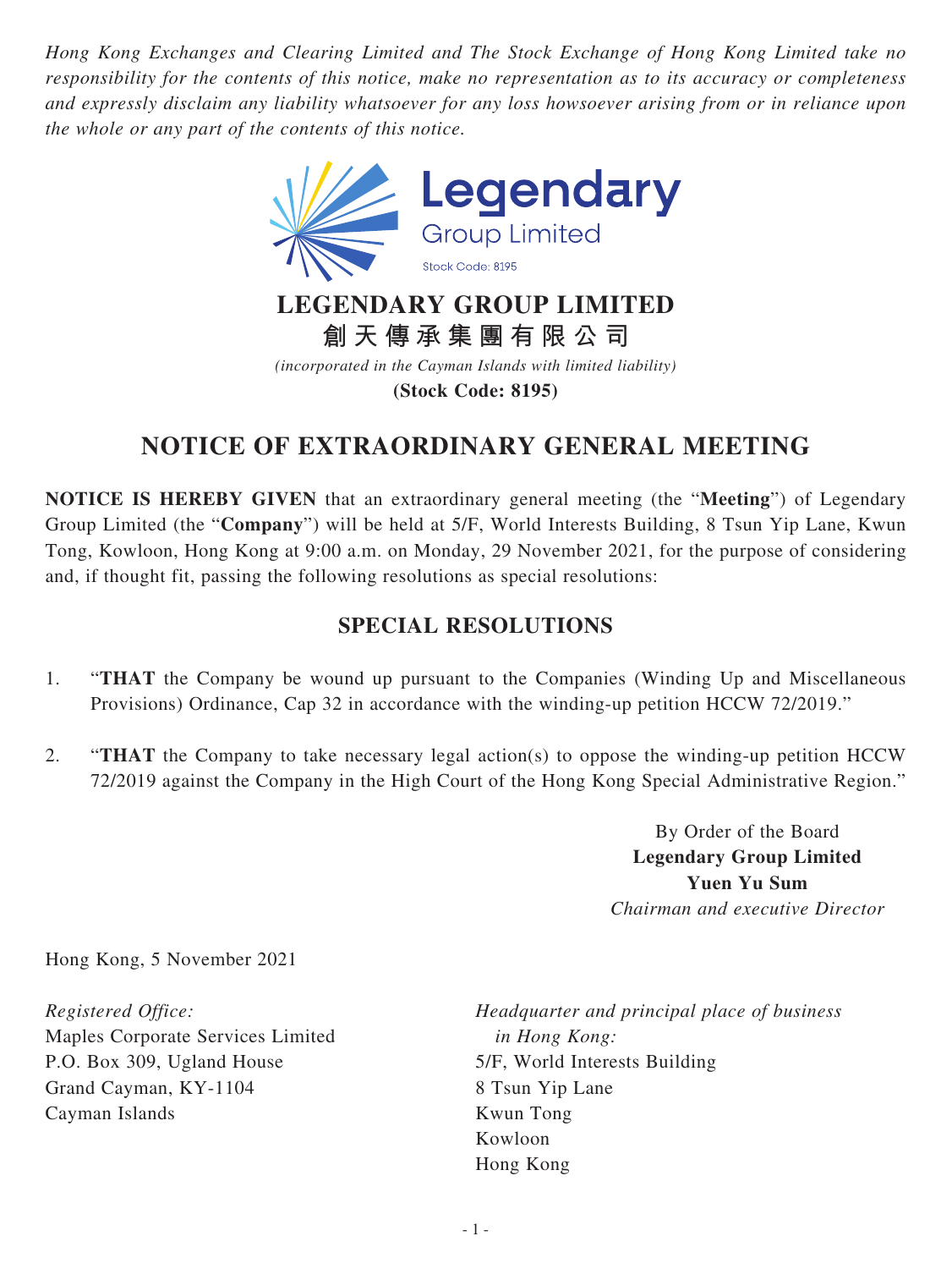*Hong Kong Exchanges and Clearing Limited and The Stock Exchange of Hong Kong Limited take no responsibility for the contents of this notice, make no representation as to its accuracy or completeness and expressly disclaim any liability whatsoever for any loss howsoever arising from or in reliance upon the whole or any part of the contents of this notice.*

Legendary Group Limited
Stock Code: 8195

# LEGENDARY GROUP LIMITED
# 創天傳承集團有限公司

*(incorporated in the Cayman Islands with limited liability)*

**(Stock Code: 8195)**

## NOTICE OF EXTRAORDINARY GENERAL MEETING

**NOTICE IS HEREBY GIVEN** that an extraordinary general meeting (the "**Meeting**") of Legendary Group Limited (the "**Company**") will be held at 5/F, World Interests Building, 8 Tsun Yip Lane, Kwun Tong, Kowloon, Hong Kong at 9:00 a.m. on Monday, 29 November 2021, for the purpose of considering and, if thought fit, passing the following resolutions as special resolutions:

## SPECIAL RESOLUTIONS

1. "**THAT** the Company be wound up pursuant to the Companies (Winding Up and Miscellaneous Provisions) Ordinance, Cap 32 in accordance with the winding-up petition HCCW 72/2019."

2. "**THAT** the Company to take necessary legal action(s) to oppose the winding-up petition HCCW 72/2019 against the Company in the High Court of the Hong Kong Special Administrative Region."

By Order of the Board
**Legendary Group Limited**
**Yuen Yu Sum**
*Chairman and executive Director*

Hong Kong, 5 November 2021

*Registered Office:*
Maples Corporate Services Limited
P.O. Box 309, Ugland House
Grand Cayman, KY-1104
Cayman Islands

*Headquarter and principal place of business in Hong Kong:*
5/F, World Interests Building
8 Tsun Yip Lane
Kwun Tong
Kowloon
Hong Kong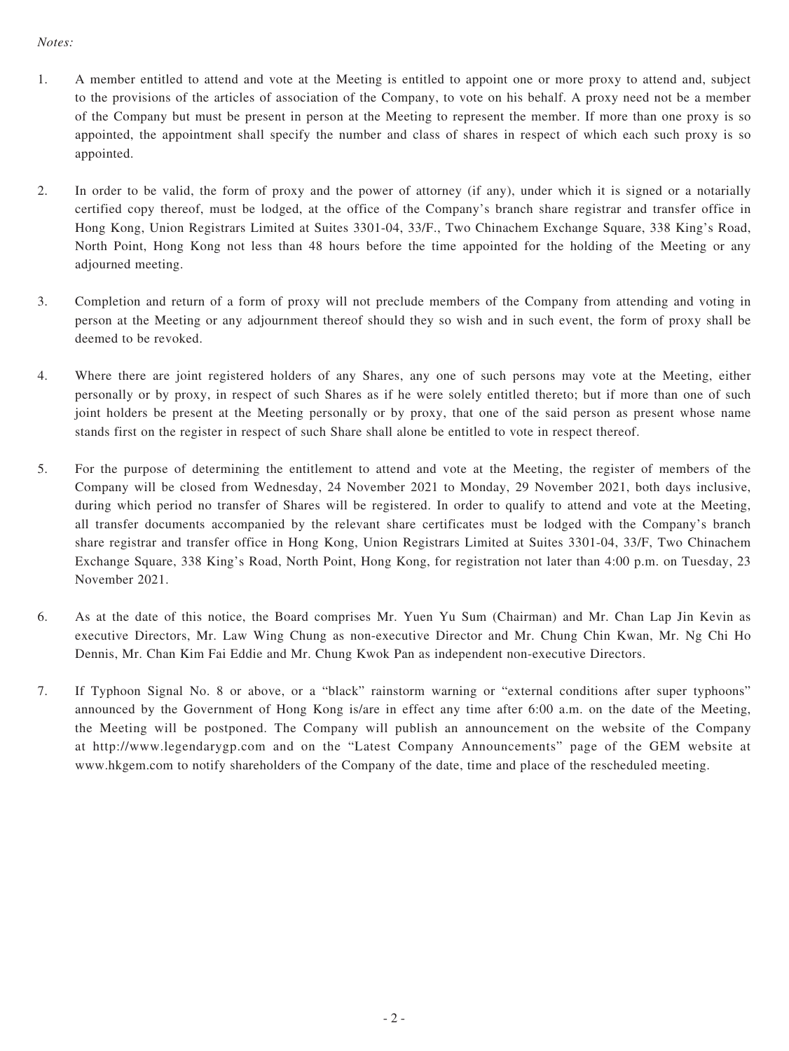*Notes:*

1. A member entitled to attend and vote at the Meeting is entitled to appoint one or more proxy to attend and, subject to the provisions of the articles of association of the Company, to vote on his behalf. A proxy need not be a member of the Company but must be present in person at the Meeting to represent the member. If more than one proxy is so appointed, the appointment shall specify the number and class of shares in respect of which each such proxy is so appointed.

2. In order to be valid, the form of proxy and the power of attorney (if any), under which it is signed or a notarially certified copy thereof, must be lodged, at the office of the Company's branch share registrar and transfer office in Hong Kong, Union Registrars Limited at Suites 3301-04, 33/F., Two Chinachem Exchange Square, 338 King's Road, North Point, Hong Kong not less than 48 hours before the time appointed for the holding of the Meeting or any adjourned meeting.

3. Completion and return of a form of proxy will not preclude members of the Company from attending and voting in person at the Meeting or any adjournment thereof should they so wish and in such event, the form of proxy shall be deemed to be revoked.

4. Where there are joint registered holders of any Shares, any one of such persons may vote at the Meeting, either personally or by proxy, in respect of such Shares as if he were solely entitled thereto; but if more than one of such joint holders be present at the Meeting personally or by proxy, that one of the said person as present whose name stands first on the register in respect of such Share shall alone be entitled to vote in respect thereof.

5. For the purpose of determining the entitlement to attend and vote at the Meeting, the register of members of the Company will be closed from Wednesday, 24 November 2021 to Monday, 29 November 2021, both days inclusive, during which period no transfer of Shares will be registered. In order to qualify to attend and vote at the Meeting, all transfer documents accompanied by the relevant share certificates must be lodged with the Company's branch share registrar and transfer office in Hong Kong, Union Registrars Limited at Suites 3301-04, 33/F, Two Chinachem Exchange Square, 338 King's Road, North Point, Hong Kong, for registration not later than 4:00 p.m. on Tuesday, 23 November 2021.

6. As at the date of this notice, the Board comprises Mr. Yuen Yu Sum (Chairman) and Mr. Chan Lap Jin Kevin as executive Directors, Mr. Law Wing Chung as non-executive Director and Mr. Chung Chin Kwan, Mr. Ng Chi Ho Dennis, Mr. Chan Kim Fai Eddie and Mr. Chung Kwok Pan as independent non-executive Directors.

7. If Typhoon Signal No. 8 or above, or a "black" rainstorm warning or "external conditions after super typhoons" announced by the Government of Hong Kong is/are in effect any time after 6:00 a.m. on the date of the Meeting, the Meeting will be postponed. The Company will publish an announcement on the website of the Company at http://www.legendarygp.com and on the "Latest Company Announcements" page of the GEM website at www.hkgem.com to notify shareholders of the Company of the date, time and place of the rescheduled meeting.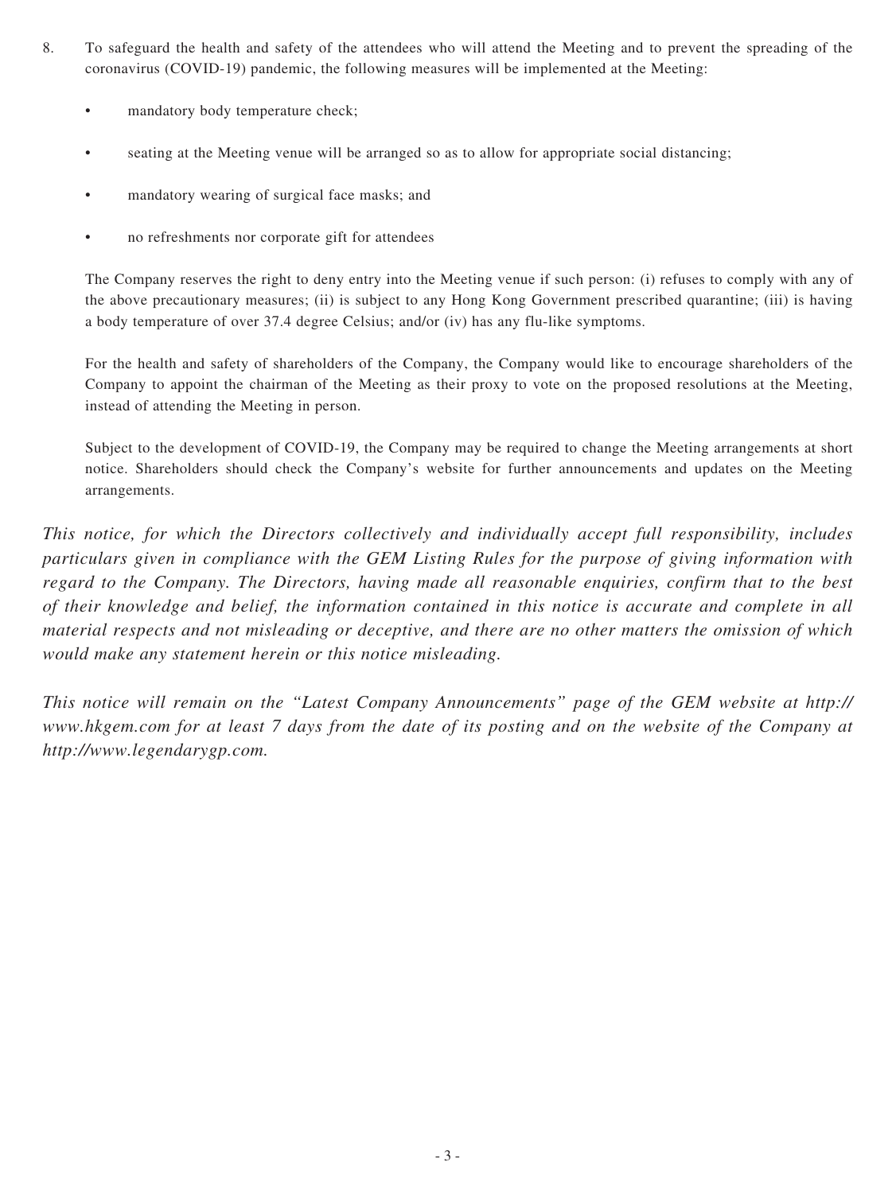8. To safeguard the health and safety of the attendees who will attend the Meeting and to prevent the spreading of the coronavirus (COVID-19) pandemic, the following measures will be implemented at the Meeting:

   - mandatory body temperature check;
   - seating at the Meeting venue will be arranged so as to allow for appropriate social distancing;
   - mandatory wearing of surgical face masks; and
   - no refreshments nor corporate gift for attendees

   The Company reserves the right to deny entry into the Meeting venue if such person: (i) refuses to comply with any of the above precautionary measures; (ii) is subject to any Hong Kong Government prescribed quarantine; (iii) is having a body temperature of over 37.4 degree Celsius; and/or (iv) has any flu-like symptoms.

   For the health and safety of shareholders of the Company, the Company would like to encourage shareholders of the Company to appoint the chairman of the Meeting as their proxy to vote on the proposed resolutions at the Meeting, instead of attending the Meeting in person.

   Subject to the development of COVID-19, the Company may be required to change the Meeting arrangements at short notice. Shareholders should check the Company's website for further announcements and updates on the Meeting arrangements.

*This notice, for which the Directors collectively and individually accept full responsibility, includes particulars given in compliance with the GEM Listing Rules for the purpose of giving information with regard to the Company. The Directors, having made all reasonable enquiries, confirm that to the best of their knowledge and belief, the information contained in this notice is accurate and complete in all material respects and not misleading or deceptive, and there are no other matters the omission of which would make any statement herein or this notice misleading.*

*This notice will remain on the "Latest Company Announcements" page of the GEM website at http://www.hkgem.com for at least 7 days from the date of its posting and on the website of the Company at http://www.legendarygp.com.*